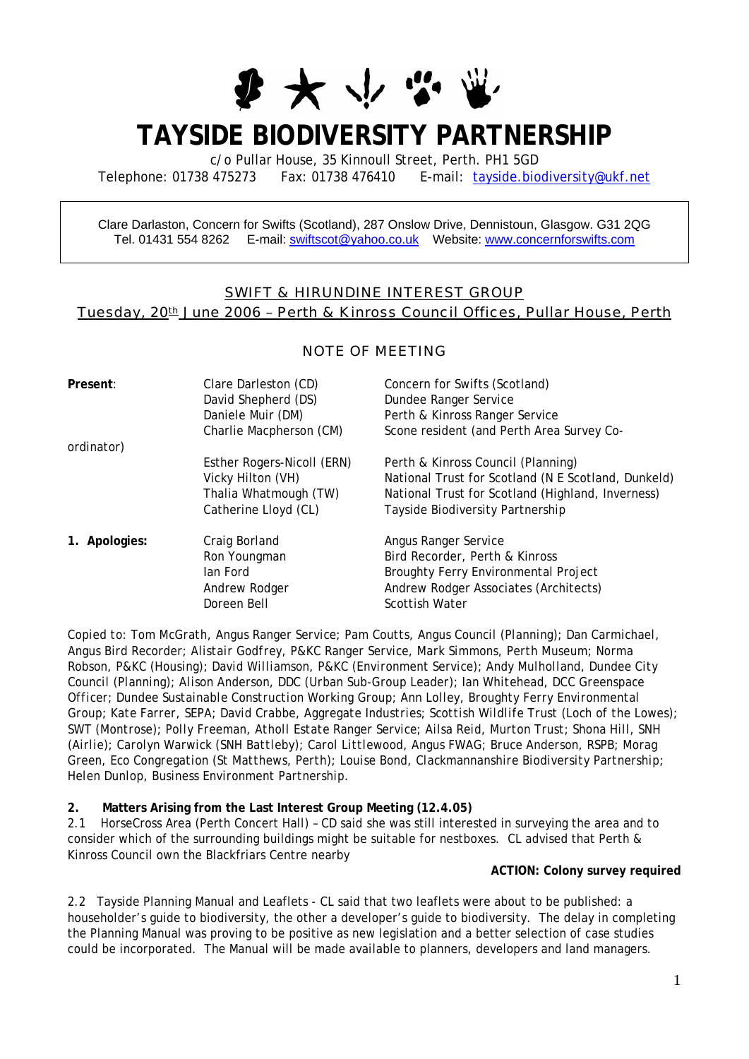# TAYSIDE BIODIVERSITY PARTNERSHIP

c/o Pullar House, 35 Kinnoull Street, Perth. PH1 5GD
Telephone: 01738 475273 Fax: 01738 476410 E-mail: tayside.biodiversity@ukf.net

Clare Darlaston, Concern for Swifts (Scotland), 287 Onslow Drive, Dennistoun, Glasgow. G31 2QG
Tel. 01431 554 8262 E-mail: swiftscot@yahoo.co.uk Website: www.concernforswifts.com

## SWIFT & HIRUNDINE INTEREST GROUP

### Tuesday, 20th June 2006 – Perth & Kinross Council Offices, Pullar House, Perth

### NOTE OF MEETING

| | | |
|---|---|---|
| **Present**: | Clare Darleston (CD) | Concern for Swifts (Scotland) |
| | David Shepherd (DS) | Dundee Ranger Service |
| | Daniele Muir (DM) | Perth & Kinross Ranger Service |
| | Charlie Macpherson (CM) | Scone resident (and Perth Area Survey Co-ordinator) |
| | Esther Rogers-Nicoll (ERN) | Perth & Kinross Council (Planning) |
| | Vicky Hilton (VH) | National Trust for Scotland (N E Scotland, Dunkeld) |
| | Thalia Whatmough (TW) | National Trust for Scotland (Highland, Inverness) |
| | Catherine Lloyd (CL) | Tayside Biodiversity Partnership |
| **1. Apologies:** | Craig Borland | Angus Ranger Service |
| | Ron Youngman | Bird Recorder, Perth & Kinross |
| | Ian Ford | Broughty Ferry Environmental Project |
| | Andrew Rodger | Andrew Rodger Associates (Architects) |
| | Doreen Bell | Scottish Water |

Copied to: Tom McGrath, Angus Ranger Service; Pam Coutts, Angus Council (Planning); Dan Carmichael, Angus Bird Recorder; Alistair Godfrey, P&KC Ranger Service, Mark Simmons, Perth Museum; Norma Robson, P&KC (Housing); David Williamson, P&KC (Environment Service); Andy Mulholland, Dundee City Council (Planning); Alison Anderson, DDC (Urban Sub-Group Leader); Ian Whitehead, DCC Greenspace Officer; Dundee Sustainable Construction Working Group; Ann Lolley, Broughty Ferry Environmental Group; Kate Farrer, SEPA; David Crabbe, Aggregate Industries; Scottish Wildlife Trust (Loch of the Lowes); SWT (Montrose); Polly Freeman, Atholl Estate Ranger Service; Ailsa Reid, Murton Trust; Shona Hill, SNH (Airlie); Carolyn Warwick (SNH Battleby); Carol Littlewood, Angus FWAG; Bruce Anderson, RSPB; Morag Green, Eco Congregation (St Matthews, Perth); Louise Bond, Clackmannanshire Biodiversity Partnership; Helen Dunlop, Business Environment Partnership.

**2. Matters Arising from the Last Interest Group Meeting (12.4.05)**

2.1 HorseCross Area (Perth Concert Hall) – CD said she was still interested in surveying the area and to consider which of the surrounding buildings might be suitable for nestboxes. CL advised that Perth & Kinross Council own the Blackfriars Centre nearby

**ACTION: Colony survey required**

2.2 Tayside Planning Manual and Leaflets - CL said that two leaflets were about to be published: a householder's guide to biodiversity, the other a developer's guide to biodiversity. The delay in completing the Planning Manual was proving to be positive as new legislation and a better selection of case studies could be incorporated. The Manual will be made available to planners, developers and land managers.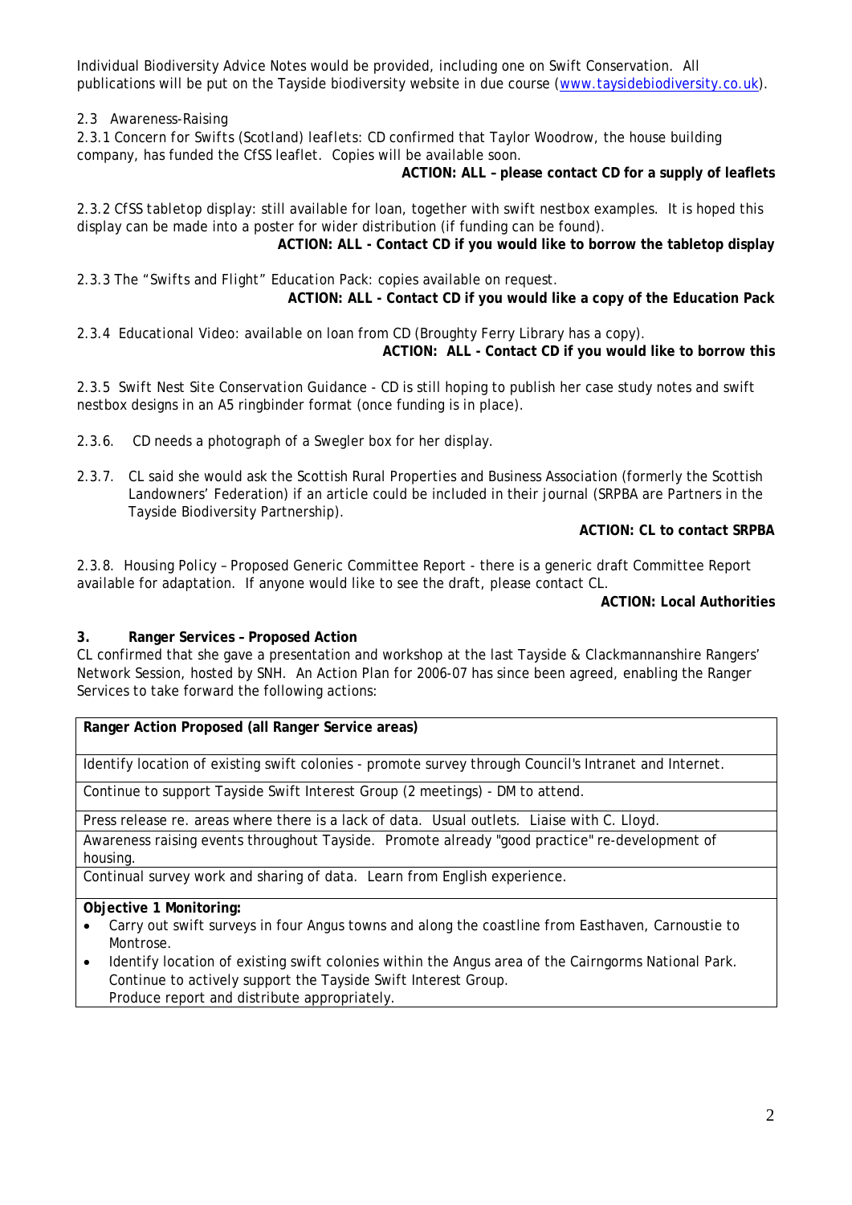Individual Biodiversity Advice Notes would be provided, including one on Swift Conservation. All publications will be put on the Tayside biodiversity website in due course ([www.taysidebiodiversity.co.uk](http://www.taysidebiodiversity.co.uk)).

2.3 Awareness-Raising

2.3.1 *Concern for Swifts (Scotland) leaflets*: CD confirmed that Taylor Woodrow, the house building company, has funded the CfSS leaflet. Copies will be available soon.

**ACTION: ALL – please contact CD for a supply of leaflets**

2.3.2 *CfSS tabletop display*: still available for loan, together with swift nestbox examples. It is hoped this display can be made into a poster for wider distribution (if funding can be found).

**ACTION: ALL - Contact CD if you would like to borrow the tabletop display**

2.3.3 *The "Swifts and Flight" Education Pack*: copies available on request.

**ACTION: ALL - Contact CD if you would like a copy of the Education Pack**

2.3.4 *Educational Video*: available on loan from CD (Broughty Ferry Library has a copy).

**ACTION: ALL - Contact CD if you would like to borrow this**

2.3.5 *Swift Nest Site Conservation Guidance* - CD is still hoping to publish her case study notes and swift nestbox designs in an A5 ringbinder format (once funding is in place).

2.3.6. CD needs a photograph of a Swegler box for her display.

2.3.7. CL said she would ask the Scottish Rural Properties and Business Association (formerly the Scottish Landowners' Federation) if an article could be included in their journal (SRPBA are Partners in the Tayside Biodiversity Partnership).

**ACTION: CL to contact SRPBA**

2.3.8. *Housing Policy – Proposed Generic Committee Report* - there is a generic draft Committee Report available for adaptation. If anyone would like to see the draft, please contact CL.

**ACTION: Local Authorities**

## 3. Ranger Services – Proposed Action

CL confirmed that she gave a presentation and workshop at the last Tayside & Clackmannanshire Rangers' Network Session, hosted by SNH. An Action Plan for 2006-07 has since been agreed, enabling the Ranger Services to take forward the following actions:

| **Ranger Action Proposed (all Ranger Service areas)** |
| --- |
| Identify location of existing swift colonies - promote survey through Council's Intranet and Internet. |
| Continue to support Tayside Swift Interest Group (2 meetings) - DM to attend. |
| Press release re. areas where there is a lack of data. Usual outlets. Liaise with C. Lloyd. |
| Awareness raising events throughout Tayside. Promote already "good practice" re-development of housing. |
| Continual survey work and sharing of data. Learn from English experience. |
| **Objective 1 Monitoring:**<br>• Carry out swift surveys in four Angus towns and along the coastline from Easthaven, Carnoustie to Montrose.<br>• Identify location of existing swift colonies within the Angus area of the Cairngorms National Park. Continue to actively support the Tayside Swift Interest Group. Produce report and distribute appropriately. |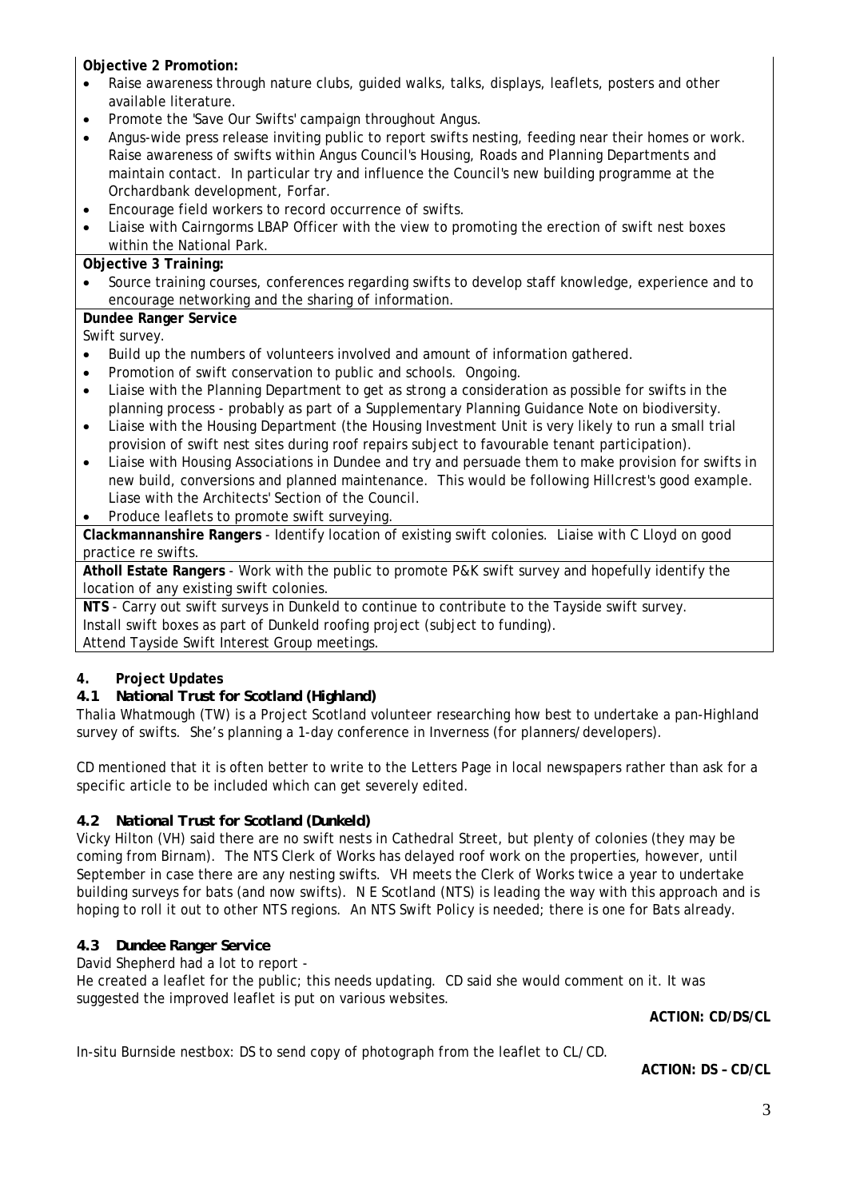**Objective 2 Promotion:**

- Raise awareness through nature clubs, guided walks, talks, displays, leaflets, posters and other available literature.
- Promote the 'Save Our Swifts' campaign throughout Angus.
- Angus-wide press release inviting public to report swifts nesting, feeding near their homes or work. Raise awareness of swifts within Angus Council's Housing, Roads and Planning Departments and maintain contact. In particular try and influence the Council's new building programme at the Orchardbank development, Forfar.
- Encourage field workers to record occurrence of swifts.
- Liaise with Cairngorms LBAP Officer with the view to promoting the erection of swift nest boxes within the National Park.

**Objective 3 Training:**

- Source training courses, conferences regarding swifts to develop staff knowledge, experience and to encourage networking and the sharing of information.

**Dundee Ranger Service**

Swift survey.

- Build up the numbers of volunteers involved and amount of information gathered.
- Promotion of swift conservation to public and schools. Ongoing.
- Liaise with the Planning Department to get as strong a consideration as possible for swifts in the planning process - probably as part of a Supplementary Planning Guidance Note on biodiversity.
- Liaise with the Housing Department (the Housing Investment Unit is very likely to run a small trial provision of swift nest sites during roof repairs subject to favourable tenant participation).
- Liaise with Housing Associations in Dundee and try and persuade them to make provision for swifts in new build, conversions and planned maintenance. This would be following Hillcrest's good example. Liase with the Architects' Section of the Council.
- Produce leaflets to promote swift surveying.

**Clackmannanshire Rangers** - Identify location of existing swift colonies. Liaise with C Lloyd on good practice re swifts.

**Atholl Estate Rangers** - Work with the public to promote P&K swift survey and hopefully identify the location of any existing swift colonies.

**NTS** - Carry out swift surveys in Dunkeld to continue to contribute to the Tayside swift survey.
Install swift boxes as part of Dunkeld roofing project (subject to funding).
Attend Tayside Swift Interest Group meetings.

## 4. Project Updates

### 4.1 National Trust for Scotland (Highland)

Thalia Whatmough (TW) is a Project Scotland volunteer researching how best to undertake a pan-Highland survey of swifts. She's planning a 1-day conference in Inverness (for planners/developers).

CD mentioned that it is often better to write to the Letters Page in local newspapers rather than ask for a specific article to be included which can get severely edited.

### 4.2 National Trust for Scotland (Dunkeld)

Vicky Hilton (VH) said there are no swift nests in Cathedral Street, but plenty of colonies (they may be coming from Birnam). The NTS Clerk of Works has delayed roof work on the properties, however, until September in case there are any nesting swifts. VH meets the Clerk of Works twice a year to undertake building surveys for bats (and now swifts). N E Scotland (NTS) is leading the way with this approach and is hoping to roll it out to other NTS regions. An NTS Swift Policy is needed; there is one for Bats already.

### 4.3 Dundee Ranger Service

David Shepherd had a lot to report -

He created a leaflet for the public; this needs updating. CD said she would comment on it. It was suggested the improved leaflet is put on various websites.

**ACTION: CD/DS/CL**

In-situ Burnside nestbox: DS to send copy of photograph from the leaflet to CL/CD.

**ACTION: DS – CD/CL**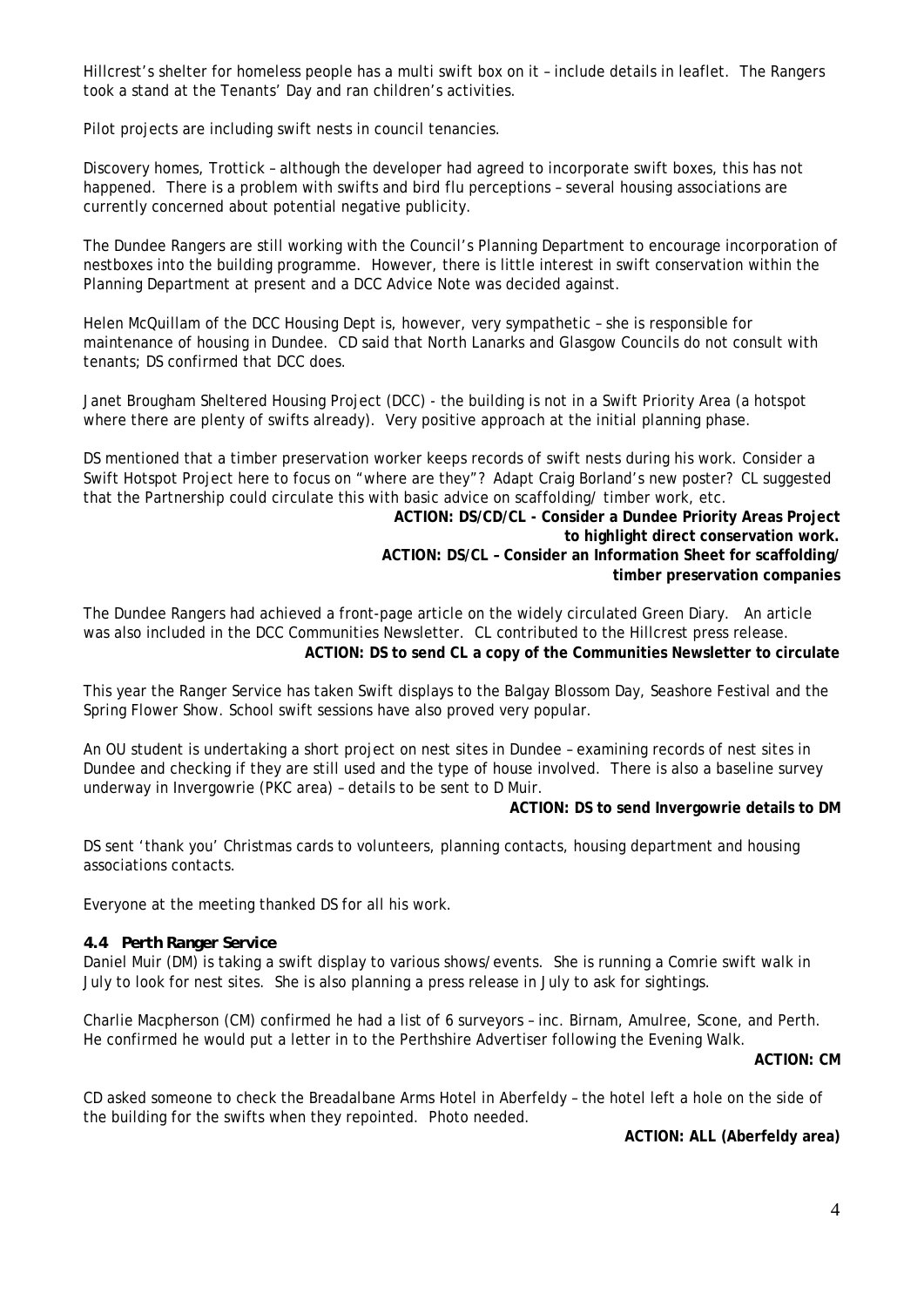Hillcrest's shelter for homeless people has a multi swift box on it – include details in leaflet. The Rangers took a stand at the Tenants' Day and ran children's activities.

Pilot projects are including swift nests in council tenancies.

Discovery homes, Trottick – although the developer had agreed to incorporate swift boxes, this has not happened. There is a problem with swifts and bird flu perceptions – several housing associations are currently concerned about potential negative publicity.

The Dundee Rangers are still working with the Council's Planning Department to encourage incorporation of nestboxes into the building programme. However, there is little interest in swift conservation within the Planning Department at present and a DCC Advice Note was decided against.

Helen McQuillam of the DCC Housing Dept is, however, very sympathetic – she is responsible for maintenance of housing in Dundee. CD said that North Lanarks and Glasgow Councils do not consult with tenants; DS confirmed that DCC does.

Janet Brougham Sheltered Housing Project (DCC) - the building is not in a Swift Priority Area (a hotspot where there are plenty of swifts already). Very positive approach at the initial planning phase.

DS mentioned that a timber preservation worker keeps records of swift nests during his work. Consider a Swift Hotspot Project here to focus on "where are they"? Adapt Craig Borland's new poster? CL suggested that the Partnership could circulate this with basic advice on scaffolding/ timber work, etc.

**ACTION: DS/CD/CL - Consider a Dundee Priority Areas Project to highlight direct conservation work.**
**ACTION: DS/CL – Consider an Information Sheet for scaffolding/ timber preservation companies**

The Dundee Rangers had achieved a front-page article on the widely circulated Green Diary. An article was also included in the DCC Communities Newsletter. CL contributed to the Hillcrest press release.

**ACTION: DS to send CL a copy of the Communities Newsletter to circulate**

This year the Ranger Service has taken Swift displays to the Balgay Blossom Day, Seashore Festival and the Spring Flower Show. School swift sessions have also proved very popular.

An OU student is undertaking a short project on nest sites in Dundee – examining records of nest sites in Dundee and checking if they are still used and the type of house involved. There is also a baseline survey underway in Invergowrie (PKC area) – details to be sent to D Muir.

**ACTION: DS to send Invergowrie details to DM**

DS sent 'thank you' Christmas cards to volunteers, planning contacts, housing department and housing associations contacts.

Everyone at the meeting thanked DS for all his work.

### 4.4 Perth Ranger Service

Daniel Muir (DM) is taking a swift display to various shows/events. She is running a Comrie swift walk in July to look for nest sites. She is also planning a press release in July to ask for sightings.

Charlie Macpherson (CM) confirmed he had a list of 6 surveyors – inc. Birnam, Amulree, Scone, and Perth. He confirmed he would put a letter in to the Perthshire Advertiser following the Evening Walk.

**ACTION: CM**

CD asked someone to check the Breadalbane Arms Hotel in Aberfeldy – the hotel left a hole on the side of the building for the swifts when they repointed. Photo needed.

**ACTION: ALL (Aberfeldy area)**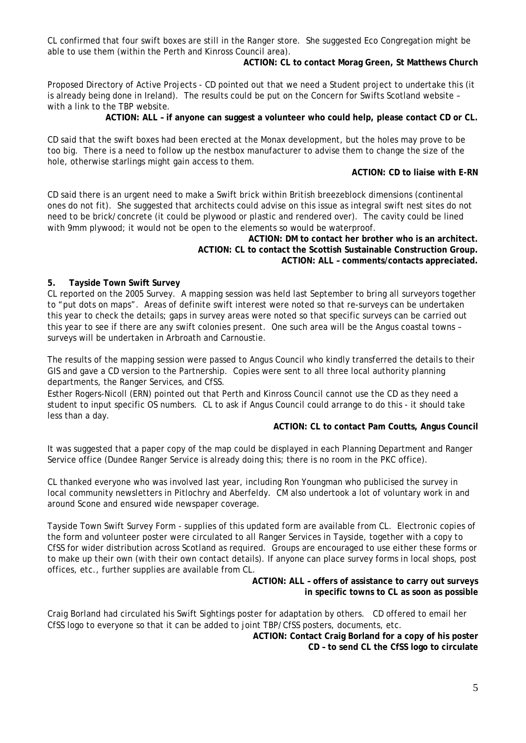CL confirmed that four swift boxes are still in the Ranger store. She suggested Eco Congregation might be able to use them (within the Perth and Kinross Council area).

**ACTION: CL to contact Morag Green, St Matthews Church**

Proposed Directory of Active Projects - CD pointed out that we need a Student project to undertake this (it is already being done in Ireland). The results could be put on the Concern for Swifts Scotland website – with a link to the TBP website.

**ACTION: ALL – if anyone can suggest a volunteer who could help, please contact CD or CL.**

CD said that the swift boxes had been erected at the Monax development, but the holes may prove to be too big. There is a need to follow up the nestbox manufacturer to advise them to change the size of the hole, otherwise starlings might gain access to them.

**ACTION: CD to liaise with E-RN**

CD said there is an urgent need to make a Swift brick within British breezeblock dimensions (continental ones do not fit). She suggested that architects could advise on this issue as integral swift nest sites do not need to be brick/concrete (it could be plywood or plastic and rendered over). The cavity could be lined with 9mm plywood; it would not be open to the elements so would be waterproof.

**ACTION: DM to contact her brother who is an architect.**
**ACTION: CL to contact the Scottish Sustainable Construction Group.**
**ACTION: ALL – comments/contacts appreciated.**

## 5. Tayside Town Swift Survey

CL reported on the 2005 Survey. A mapping session was held last September to bring all surveyors together to "put dots on maps". Areas of definite swift interest were noted so that re-surveys can be undertaken this year to check the details; gaps in survey areas were noted so that specific surveys can be carried out this year to see if there are any swift colonies present. One such area will be the Angus coastal towns – surveys will be undertaken in Arbroath and Carnoustie.

The results of the mapping session were passed to Angus Council who kindly transferred the details to their GIS and gave a CD version to the Partnership. Copies were sent to all three local authority planning departments, the Ranger Services, and CfSS.

Esther Rogers-Nicoll (ERN) pointed out that Perth and Kinross Council cannot use the CD as they need a student to input specific OS numbers. CL to ask if Angus Council could arrange to do this - it should take less than a day.

**ACTION: CL to contact Pam Coutts, Angus Council**

It was suggested that a paper copy of the map could be displayed in each Planning Department and Ranger Service office (Dundee Ranger Service is already doing this; there is no room in the PKC office).

CL thanked everyone who was involved last year, including Ron Youngman who publicised the survey in local community newsletters in Pitlochry and Aberfeldy. CM also undertook a lot of voluntary work in and around Scone and ensured wide newspaper coverage.

Tayside Town Swift Survey Form - supplies of this updated form are available from CL. Electronic copies of the form and volunteer poster were circulated to all Ranger Services in Tayside, together with a copy to CfSS for wider distribution across Scotland as required. Groups are encouraged to use either these forms or to make up their own (with their own contact details). If anyone can place survey forms in local shops, post offices, etc., further supplies are available from CL.

**ACTION: ALL – offers of assistance to carry out surveys in specific towns to CL as soon as possible**

Craig Borland had circulated his Swift Sightings poster for adaptation by others. CD offered to email her CfSS logo to everyone so that it can be added to joint TBP/CfSS posters, documents, etc.

**ACTION: Contact Craig Borland for a copy of his poster**
**CD – to send CL the CfSS logo to circulate**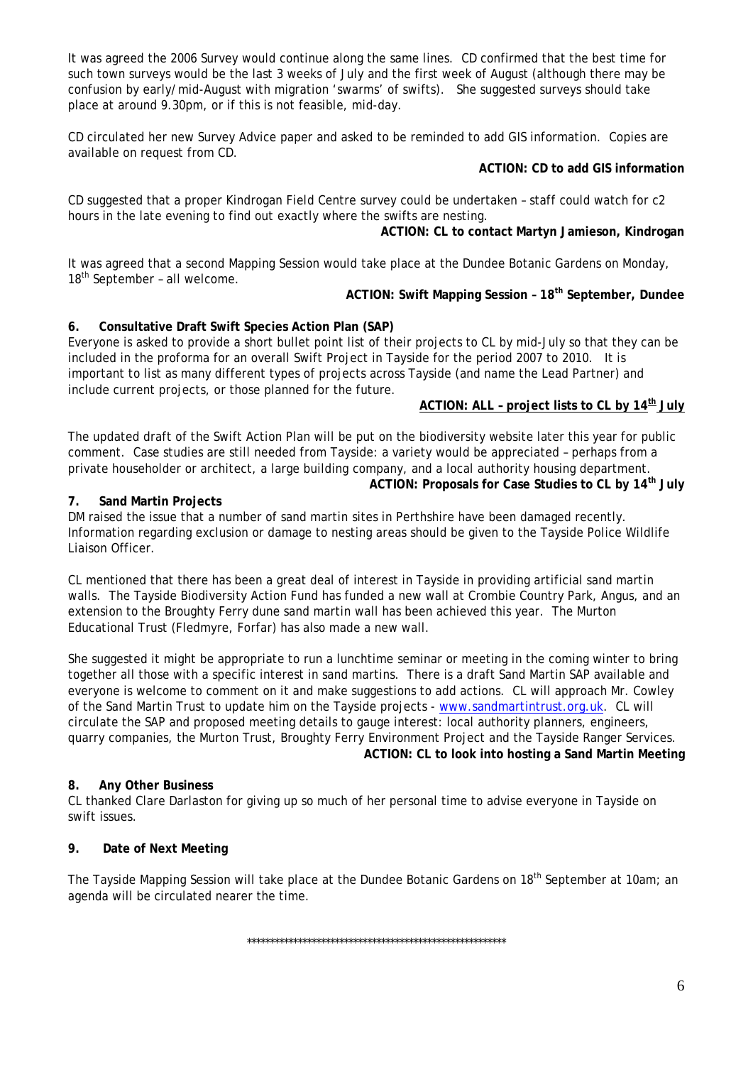It was agreed the 2006 Survey would continue along the same lines. CD confirmed that the best time for such town surveys would be the last 3 weeks of July and the first week of August (although there may be confusion by early/mid-August with migration 'swarms' of swifts). She suggested surveys should take place at around 9.30pm, or if this is not feasible, mid-day.

CD circulated her new Survey Advice paper and asked to be reminded to add GIS information. Copies are available on request from CD.

**ACTION: CD to add GIS information**

CD suggested that a proper Kindrogan Field Centre survey could be undertaken – staff could watch for c2 hours in the late evening to find out exactly where the swifts are nesting.

**ACTION: CL to contact Martyn Jamieson, Kindrogan**

It was agreed that a second Mapping Session would take place at the Dundee Botanic Gardens on Monday, 18th September – all welcome.

**ACTION: Swift Mapping Session – 18th September, Dundee**

**6. Consultative Draft Swift Species Action Plan (SAP)**

Everyone is asked to provide a short bullet point list of their projects to CL by mid-July so that they can be included in the proforma for an overall Swift Project in Tayside for the period 2007 to 2010. It is important to list as many different types of projects across Tayside (and name the Lead Partner) and include current projects, or those planned for the future.

**ACTION: ALL – project lists to CL by 14th July**

The updated draft of the Swift Action Plan will be put on the biodiversity website later this year for public comment. Case studies are still needed from Tayside: a variety would be appreciated – perhaps from a private householder or architect, a large building company, and a local authority housing department.

**ACTION: Proposals for Case Studies to CL by 14th July**

**7. Sand Martin Projects**

DM raised the issue that a number of sand martin sites in Perthshire have been damaged recently. Information regarding exclusion or damage to nesting areas should be given to the Tayside Police Wildlife Liaison Officer.

CL mentioned that there has been a great deal of interest in Tayside in providing artificial sand martin walls. The Tayside Biodiversity Action Fund has funded a new wall at Crombie Country Park, Angus, and an extension to the Broughty Ferry dune sand martin wall has been achieved this year. The Murton Educational Trust (Fledmyre, Forfar) has also made a new wall.

She suggested it might be appropriate to run a lunchtime seminar or meeting in the coming winter to bring together all those with a specific interest in sand martins. There is a draft Sand Martin SAP available and everyone is welcome to comment on it and make suggestions to add actions. CL will approach Mr. Cowley of the Sand Martin Trust to update him on the Tayside projects - www.sandmartintrust.org.uk. CL will circulate the SAP and proposed meeting details to gauge interest: local authority planners, engineers, quarry companies, the Murton Trust, Broughty Ferry Environment Project and the Tayside Ranger Services.

**ACTION: CL to look into hosting a Sand Martin Meeting**

**8. Any Other Business**

CL thanked Clare Darlaston for giving up so much of her personal time to advise everyone in Tayside on swift issues.

**9. Date of Next Meeting**

The Tayside Mapping Session will take place at the Dundee Botanic Gardens on 18th September at 10am; an agenda will be circulated nearer the time.

*******************************************************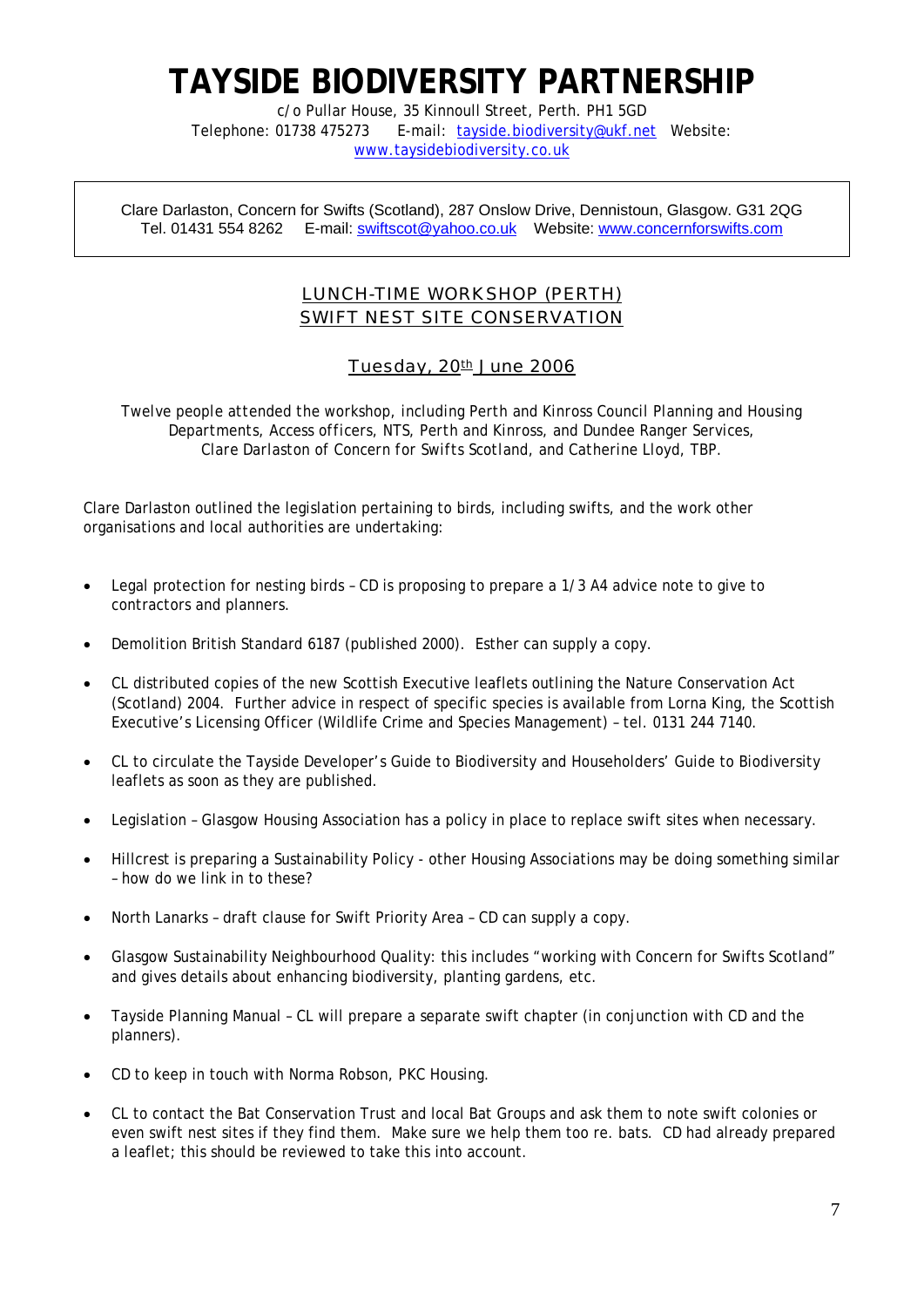# TAYSIDE BIODIVERSITY PARTNERSHIP

c/o Pullar House, 35 Kinnoull Street, Perth. PH1 5GD
Telephone: 01738 475273 E-mail: tayside.biodiversity@ukf.net Website: www.taysidebiodiversity.co.uk

Clare Darlaston, Concern for Swifts (Scotland), 287 Onslow Drive, Dennistoun, Glasgow. G31 2QG
Tel. 01431 554 8262 E-mail: swiftscot@yahoo.co.uk Website: www.concernforswifts.com

## LUNCH-TIME WORKSHOP (PERTH)
## SWIFT NEST SITE CONSERVATION

### Tuesday, 20th June 2006

*Twelve people attended the workshop, including Perth and Kinross Council Planning and Housing Departments, Access officers, NTS, Perth and Kinross, and Dundee Ranger Services, Clare Darlaston of Concern for Swifts Scotland, and Catherine Lloyd, TBP.*

Clare Darlaston outlined the legislation pertaining to birds, including swifts, and the work other organisations and local authorities are undertaking:

- Legal protection for nesting birds – CD is proposing to prepare a 1/3 A4 advice note to give to contractors and planners.
- Demolition British Standard 6187 (published 2000). Esther can supply a copy.
- CL distributed copies of the new Scottish Executive leaflets outlining the Nature Conservation Act (Scotland) 2004. Further advice in respect of specific species is available from Lorna King, the Scottish Executive's Licensing Officer (Wildlife Crime and Species Management) – tel. 0131 244 7140.
- CL to circulate the Tayside Developer's Guide to Biodiversity and Householders' Guide to Biodiversity leaflets as soon as they are published.
- Legislation – Glasgow Housing Association has a policy in place to replace swift sites when necessary.
- Hillcrest is preparing a Sustainability Policy - other Housing Associations may be doing something similar – how do we link in to these?
- North Lanarks – draft clause for Swift Priority Area – CD can supply a copy.
- Glasgow Sustainability Neighbourhood Quality: this includes "working with Concern for Swifts Scotland" and gives details about enhancing biodiversity, planting gardens, etc.
- Tayside Planning Manual – CL will prepare a separate swift chapter (in conjunction with CD and the planners).
- CD to keep in touch with Norma Robson, PKC Housing.
- CL to contact the Bat Conservation Trust and local Bat Groups and ask them to note swift colonies or even swift nest sites if they find them. Make sure we help them too re. bats. CD had already prepared a leaflet; this should be reviewed to take this into account.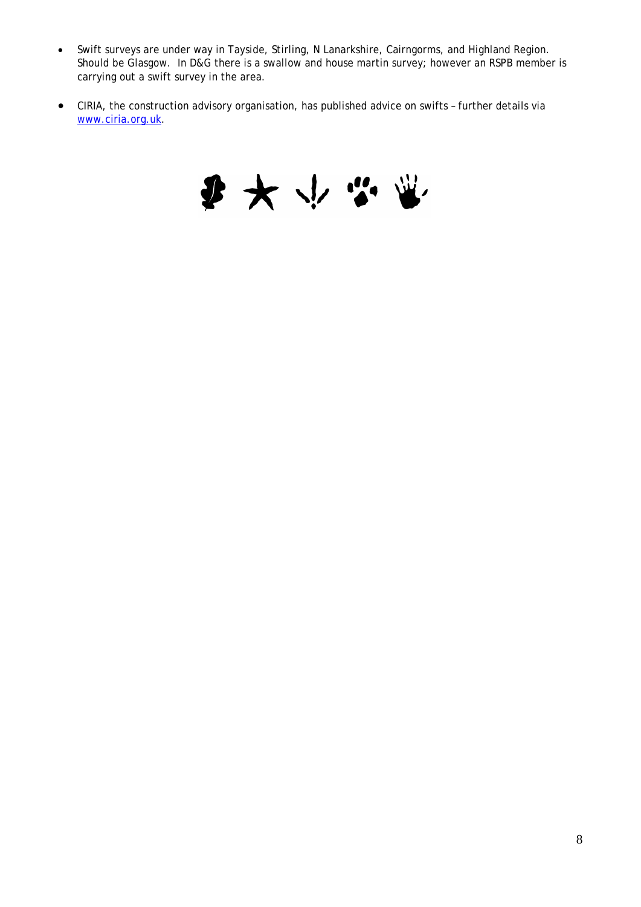- Swift surveys are under way in Tayside, Stirling, N Lanarkshire, Cairngorms, and Highland Region. Should be Glasgow. In D&G there is a swallow and house martin survey; however an RSPB member is carrying out a swift survey in the area.
- CIRIA, the construction advisory organisation, has published advice on swifts – further details via www.ciria.org.uk.